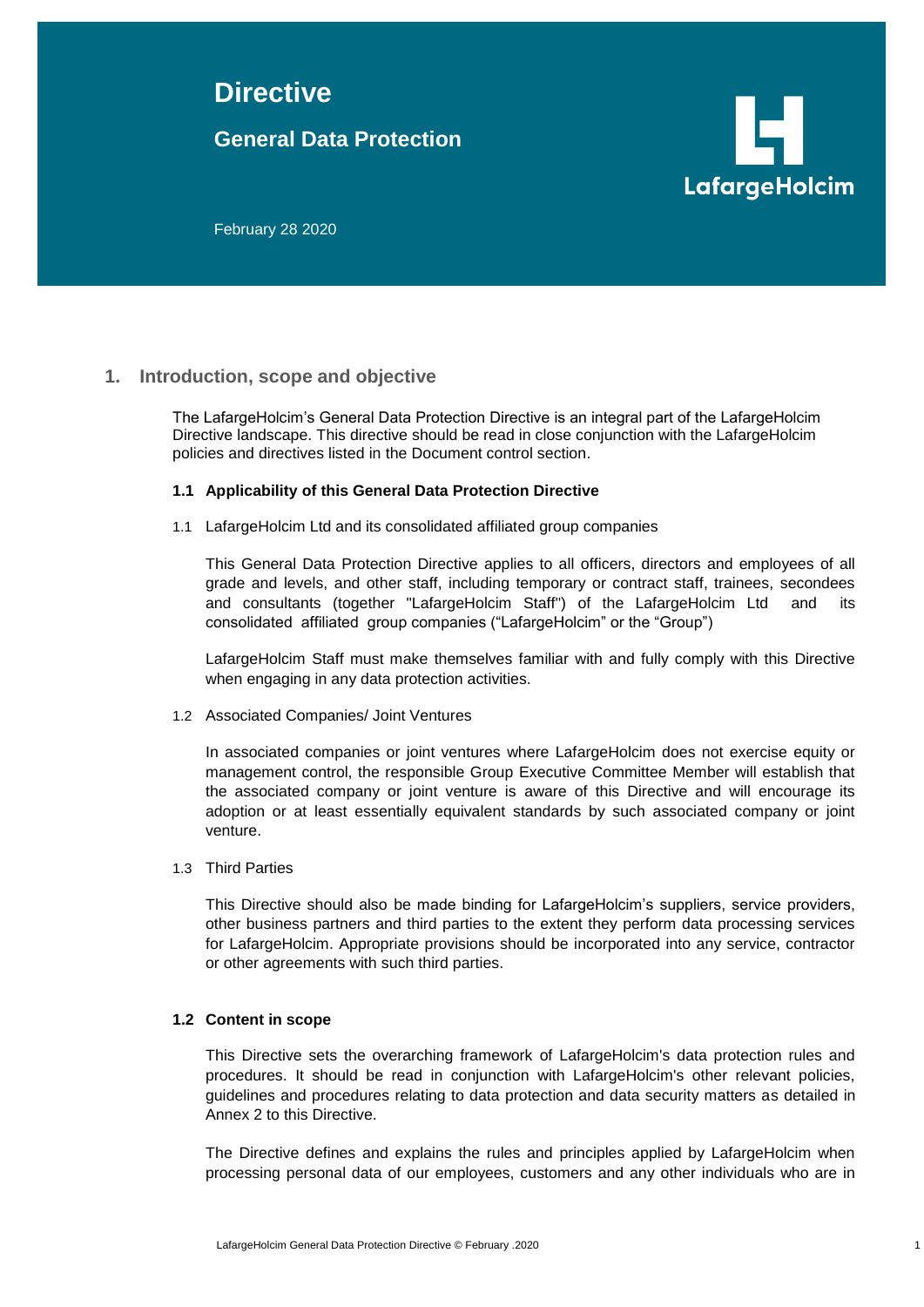# Directive

## General Data Protection

LafargeHolcim

February 28 2020

## 1. Introduction, scope and objective

The LafargeHolcim's General Data Protection Directive is an integral part of the LafargeHolcim Directive landscape. This directive should be read in close conjunction with the LafargeHolcim policies and directives listed in the Document control section.

### 1.1 Applicability of this General Data Protection Directive

1.1 LafargeHolcim Ltd and its consolidated affiliated group companies

This General Data Protection Directive applies to all officers, directors and employees of all grade and levels, and other staff, including temporary or contract staff, trainees, secondees and consultants (together "LafargeHolcim Staff") of the LafargeHolcim Ltd and its consolidated affiliated group companies ("LafargeHolcim" or the "Group")

LafargeHolcim Staff must make themselves familiar with and fully comply with this Directive when engaging in any data protection activities.

1.2 Associated Companies/ Joint Ventures

In associated companies or joint ventures where LafargeHolcim does not exercise equity or management control, the responsible Group Executive Committee Member will establish that the associated company or joint venture is aware of this Directive and will encourage its adoption or at least essentially equivalent standards by such associated company or joint venture.

1.3 Third Parties

This Directive should also be made binding for LafargeHolcim's suppliers, service providers, other business partners and third parties to the extent they perform data processing services for LafargeHolcim. Appropriate provisions should be incorporated into any service, contractor or other agreements with such third parties.

### 1.2 Content in scope

This Directive sets the overarching framework of LafargeHolcim's data protection rules and procedures. It should be read in conjunction with LafargeHolcim's other relevant policies, guidelines and procedures relating to data protection and data security matters as detailed in Annex 2 to this Directive.

The Directive defines and explains the rules and principles applied by LafargeHolcim when processing personal data of our employees, customers and any other individuals who are in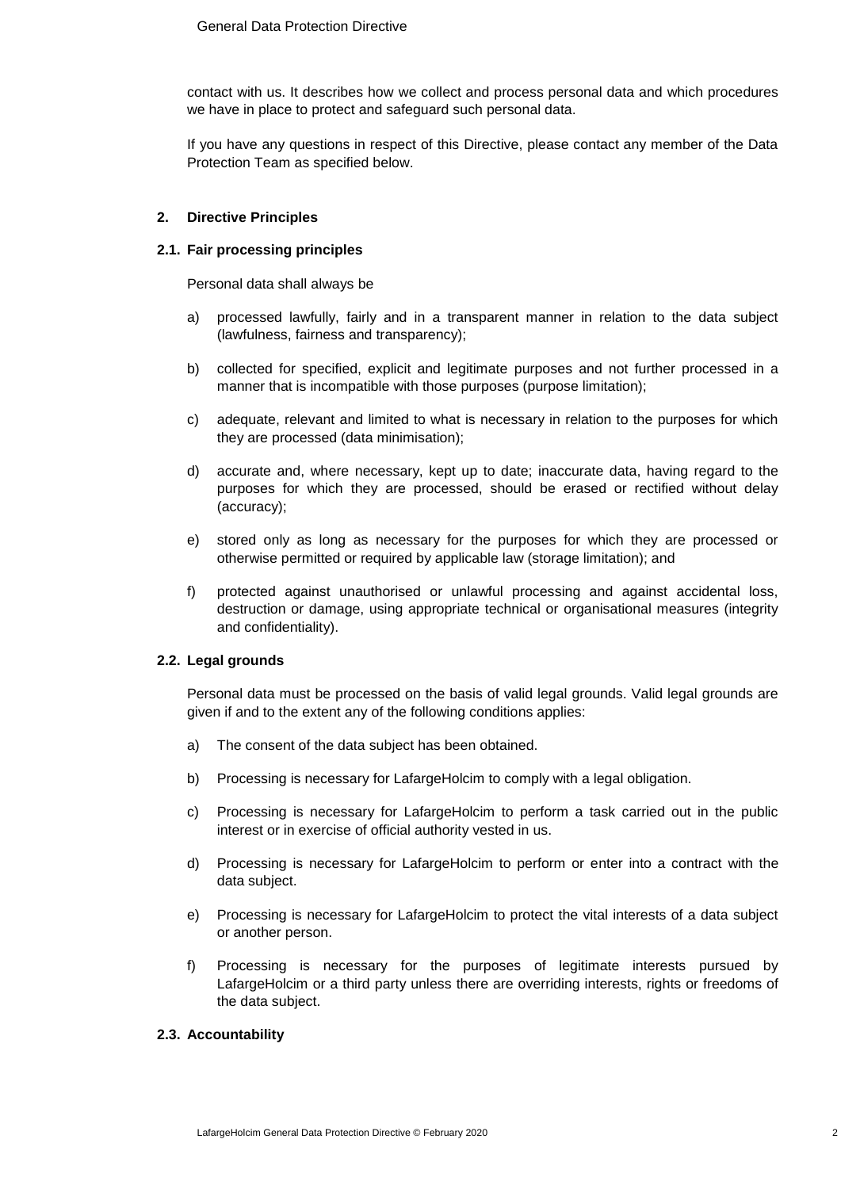contact with us. It describes how we collect and process personal data and which procedures we have in place to protect and safeguard such personal data.

If you have any questions in respect of this Directive, please contact any member of the Data Protection Team as specified below.

## 2. Directive Principles

### 2.1. Fair processing principles

Personal data shall always be

a) processed lawfully, fairly and in a transparent manner in relation to the data subject (lawfulness, fairness and transparency);

b) collected for specified, explicit and legitimate purposes and not further processed in a manner that is incompatible with those purposes (purpose limitation);

c) adequate, relevant and limited to what is necessary in relation to the purposes for which they are processed (data minimisation);

d) accurate and, where necessary, kept up to date; inaccurate data, having regard to the purposes for which they are processed, should be erased or rectified without delay (accuracy);

e) stored only as long as necessary for the purposes for which they are processed or otherwise permitted or required by applicable law (storage limitation); and

f) protected against unauthorised or unlawful processing and against accidental loss, destruction or damage, using appropriate technical or organisational measures (integrity and confidentiality).

### 2.2. Legal grounds

Personal data must be processed on the basis of valid legal grounds. Valid legal grounds are given if and to the extent any of the following conditions applies:

a) The consent of the data subject has been obtained.

b) Processing is necessary for LafargeHolcim to comply with a legal obligation.

c) Processing is necessary for LafargeHolcim to perform a task carried out in the public interest or in exercise of official authority vested in us.

d) Processing is necessary for LafargeHolcim to perform or enter into a contract with the data subject.

e) Processing is necessary for LafargeHolcim to protect the vital interests of a data subject or another person.

f) Processing is necessary for the purposes of legitimate interests pursued by LafargeHolcim or a third party unless there are overriding interests, rights or freedoms of the data subject.

### 2.3. Accountability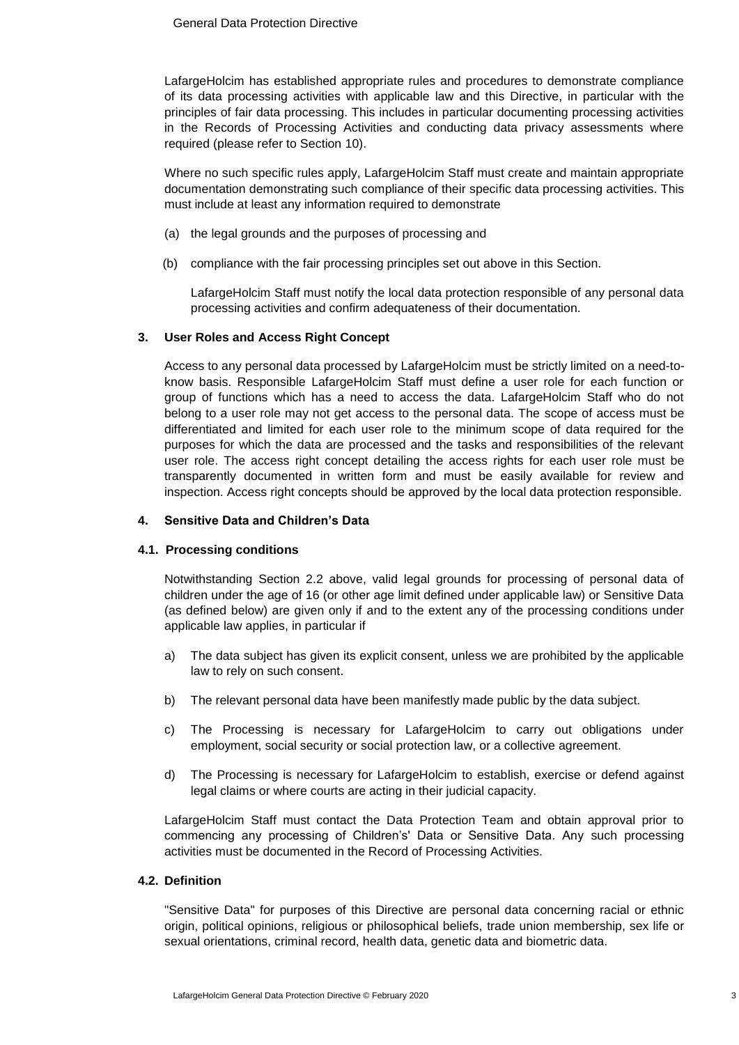LafargeHolcim has established appropriate rules and procedures to demonstrate compliance of its data processing activities with applicable law and this Directive, in particular with the principles of fair data processing. This includes in particular documenting processing activities in the Records of Processing Activities and conducting data privacy assessments where required (please refer to Section 10).

Where no such specific rules apply, LafargeHolcim Staff must create and maintain appropriate documentation demonstrating such compliance of their specific data processing activities. This must include at least any information required to demonstrate

(a) the legal grounds and the purposes of processing and

(b) compliance with the fair processing principles set out above in this Section.

LafargeHolcim Staff must notify the local data protection responsible of any personal data processing activities and confirm adequateness of their documentation.

## 3. User Roles and Access Right Concept

Access to any personal data processed by LafargeHolcim must be strictly limited on a need-to-know basis. Responsible LafargeHolcim Staff must define a user role for each function or group of functions which has a need to access the data. LafargeHolcim Staff who do not belong to a user role may not get access to the personal data. The scope of access must be differentiated and limited for each user role to the minimum scope of data required for the purposes for which the data are processed and the tasks and responsibilities of the relevant user role. The access right concept detailing the access rights for each user role must be transparently documented in written form and must be easily available for review and inspection. Access right concepts should be approved by the local data protection responsible.

## 4. Sensitive Data and Children's Data

### 4.1. Processing conditions

Notwithstanding Section 2.2 above, valid legal grounds for processing of personal data of children under the age of 16 (or other age limit defined under applicable law) or Sensitive Data (as defined below) are given only if and to the extent any of the processing conditions under applicable law applies, in particular if

a) The data subject has given its explicit consent, unless we are prohibited by the applicable law to rely on such consent.

b) The relevant personal data have been manifestly made public by the data subject.

c) The Processing is necessary for LafargeHolcim to carry out obligations under employment, social security or social protection law, or a collective agreement.

d) The Processing is necessary for LafargeHolcim to establish, exercise or defend against legal claims or where courts are acting in their judicial capacity.

LafargeHolcim Staff must contact the Data Protection Team and obtain approval prior to commencing any processing of Children's' Data or Sensitive Data. Any such processing activities must be documented in the Record of Processing Activities.

### 4.2. Definition

"Sensitive Data" for purposes of this Directive are personal data concerning racial or ethnic origin, political opinions, religious or philosophical beliefs, trade union membership, sex life or sexual orientations, criminal record, health data, genetic data and biometric data.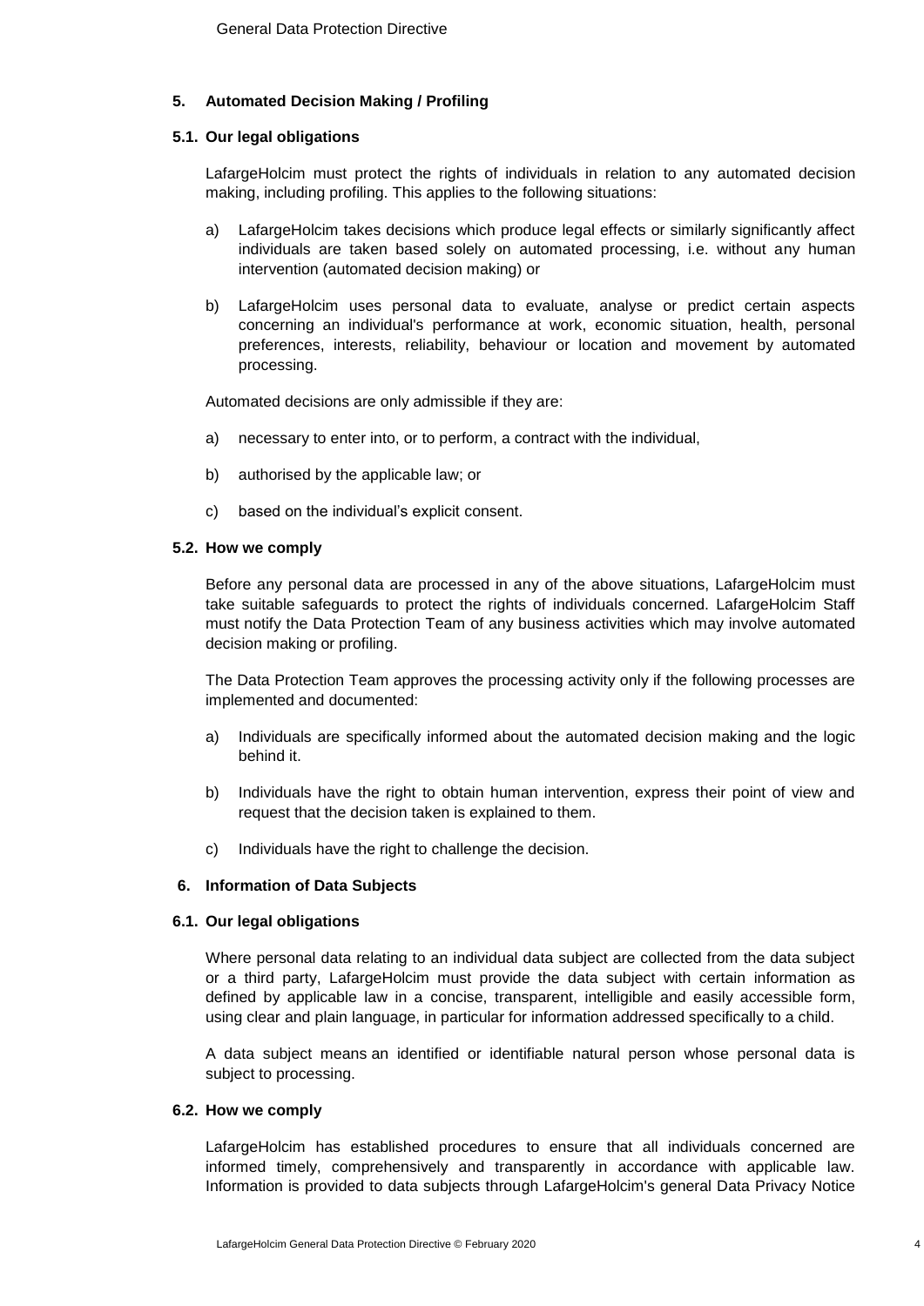## 5. Automated Decision Making / Profiling

### 5.1. Our legal obligations

LafargeHolcim must protect the rights of individuals in relation to any automated decision making, including profiling. This applies to the following situations:

a) LafargeHolcim takes decisions which produce legal effects or similarly significantly affect individuals are taken based solely on automated processing, i.e. without any human intervention (automated decision making) or

b) LafargeHolcim uses personal data to evaluate, analyse or predict certain aspects concerning an individual's performance at work, economic situation, health, personal preferences, interests, reliability, behaviour or location and movement by automated processing.

Automated decisions are only admissible if they are:

a) necessary to enter into, or to perform, a contract with the individual,

b) authorised by the applicable law; or

c) based on the individual's explicit consent.

### 5.2. How we comply

Before any personal data are processed in any of the above situations, LafargeHolcim must take suitable safeguards to protect the rights of individuals concerned. LafargeHolcim Staff must notify the Data Protection Team of any business activities which may involve automated decision making or profiling.

The Data Protection Team approves the processing activity only if the following processes are implemented and documented:

a) Individuals are specifically informed about the automated decision making and the logic behind it.

b) Individuals have the right to obtain human intervention, express their point of view and request that the decision taken is explained to them.

c) Individuals have the right to challenge the decision.

## 6. Information of Data Subjects

### 6.1. Our legal obligations

Where personal data relating to an individual data subject are collected from the data subject or a third party, LafargeHolcim must provide the data subject with certain information as defined by applicable law in a concise, transparent, intelligible and easily accessible form, using clear and plain language, in particular for information addressed specifically to a child.

A data subject means an identified or identifiable natural person whose personal data is subject to processing.

### 6.2. How we comply

LafargeHolcim has established procedures to ensure that all individuals concerned are informed timely, comprehensively and transparently in accordance with applicable law. Information is provided to data subjects through LafargeHolcim's general Data Privacy Notice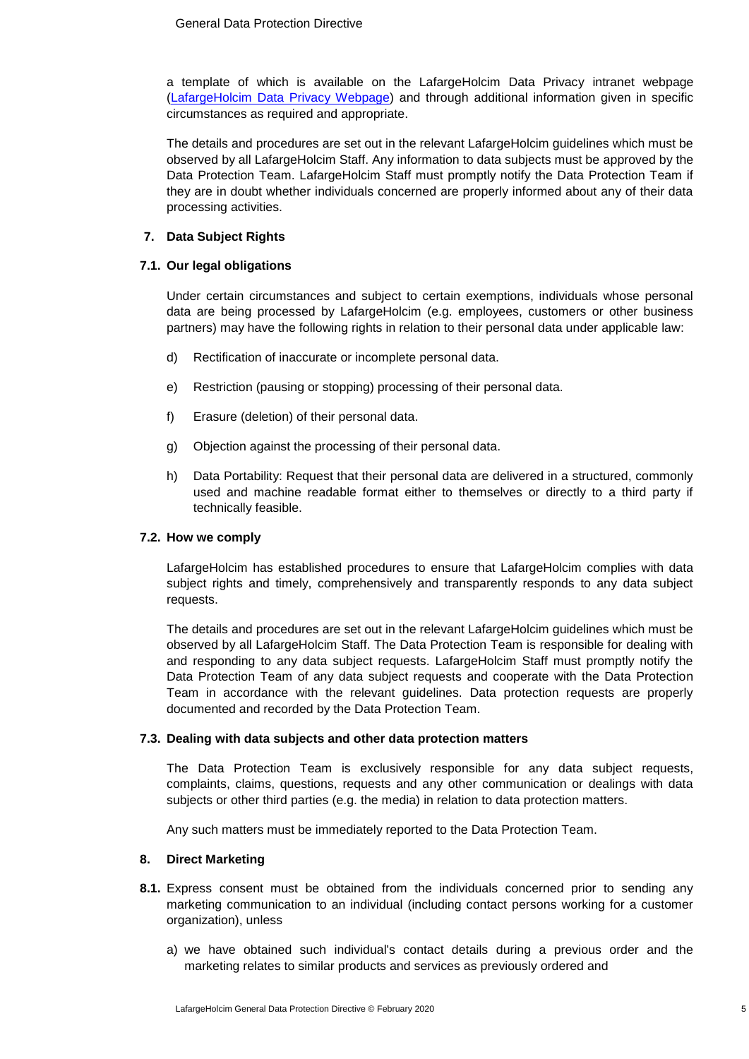a template of which is available on the LafargeHolcim Data Privacy intranet webpage ([LafargeHolcim Data Privacy Webpage]) and through additional information given in specific circumstances as required and appropriate.

The details and procedures are set out in the relevant LafargeHolcim guidelines which must be observed by all LafargeHolcim Staff. Any information to data subjects must be approved by the Data Protection Team. LafargeHolcim Staff must promptly notify the Data Protection Team if they are in doubt whether individuals concerned are properly informed about any of their data processing activities.

## 7. Data Subject Rights

### 7.1. Our legal obligations

Under certain circumstances and subject to certain exemptions, individuals whose personal data are being processed by LafargeHolcim (e.g. employees, customers or other business partners) may have the following rights in relation to their personal data under applicable law:

d) Rectification of inaccurate or incomplete personal data.

e) Restriction (pausing or stopping) processing of their personal data.

f) Erasure (deletion) of their personal data.

g) Objection against the processing of their personal data.

h) Data Portability: Request that their personal data are delivered in a structured, commonly used and machine readable format either to themselves or directly to a third party if technically feasible.

### 7.2. How we comply

LafargeHolcim has established procedures to ensure that LafargeHolcim complies with data subject rights and timely, comprehensively and transparently responds to any data subject requests.

The details and procedures are set out in the relevant LafargeHolcim guidelines which must be observed by all LafargeHolcim Staff. The Data Protection Team is responsible for dealing with and responding to any data subject requests. LafargeHolcim Staff must promptly notify the Data Protection Team of any data subject requests and cooperate with the Data Protection Team in accordance with the relevant guidelines. Data protection requests are properly documented and recorded by the Data Protection Team.

### 7.3. Dealing with data subjects and other data protection matters

The Data Protection Team is exclusively responsible for any data subject requests, complaints, claims, questions, requests and any other communication or dealings with data subjects or other third parties (e.g. the media) in relation to data protection matters.

Any such matters must be immediately reported to the Data Protection Team.

## 8. Direct Marketing

**8.1.** Express consent must be obtained from the individuals concerned prior to sending any marketing communication to an individual (including contact persons working for a customer organization), unless

a) we have obtained such individual's contact details during a previous order and the marketing relates to similar products and services as previously ordered and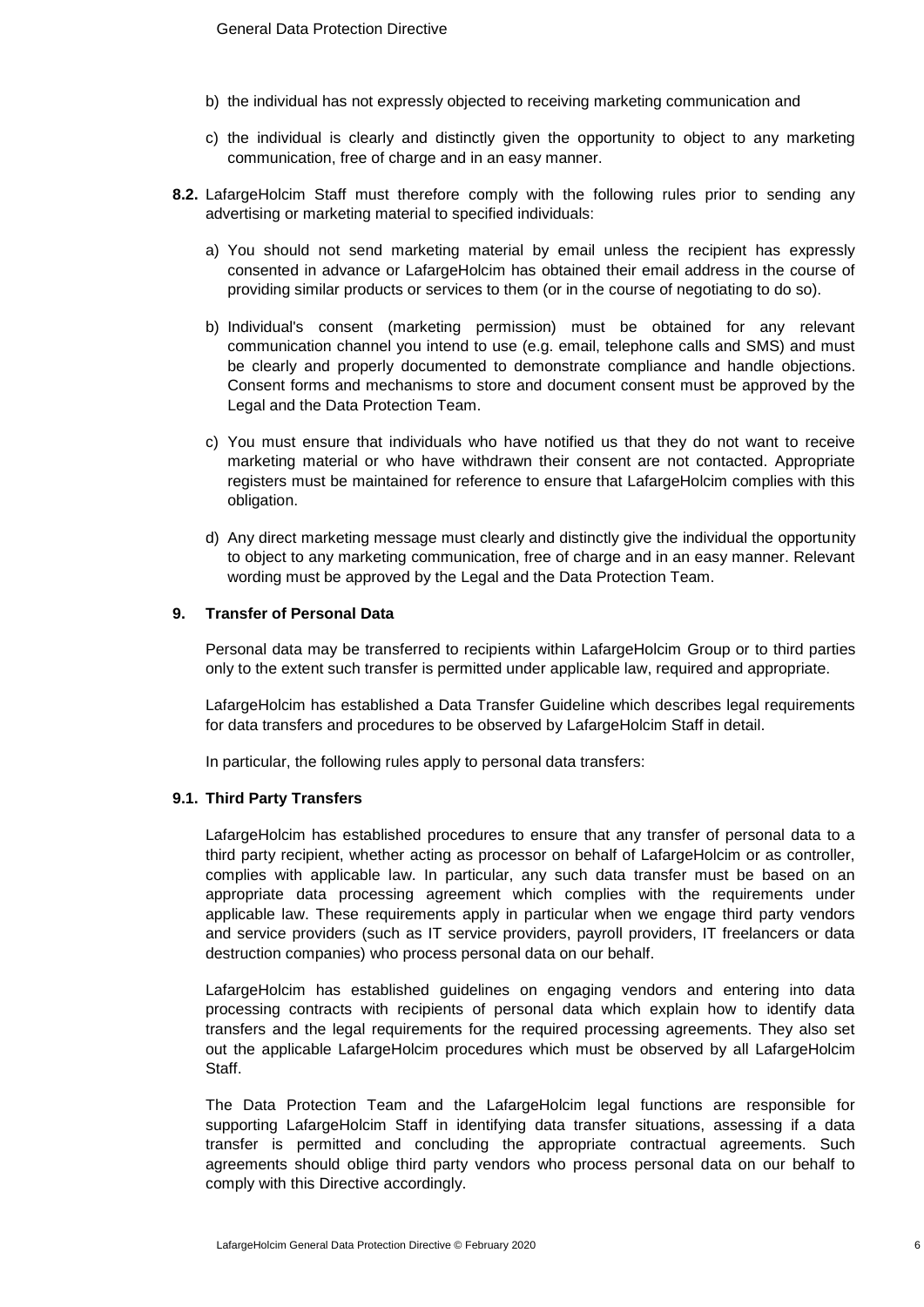b) the individual has not expressly objected to receiving marketing communication and

c) the individual is clearly and distinctly given the opportunity to object to any marketing communication, free of charge and in an easy manner.

**8.2.** LafargeHolcim Staff must therefore comply with the following rules prior to sending any advertising or marketing material to specified individuals:

a) You should not send marketing material by email unless the recipient has expressly consented in advance or LafargeHolcim has obtained their email address in the course of providing similar products or services to them (or in the course of negotiating to do so).

b) Individual's consent (marketing permission) must be obtained for any relevant communication channel you intend to use (e.g. email, telephone calls and SMS) and must be clearly and properly documented to demonstrate compliance and handle objections. Consent forms and mechanisms to store and document consent must be approved by the Legal and the Data Protection Team.

c) You must ensure that individuals who have notified us that they do not want to receive marketing material or who have withdrawn their consent are not contacted. Appropriate registers must be maintained for reference to ensure that LafargeHolcim complies with this obligation.

d) Any direct marketing message must clearly and distinctly give the individual the opportunity to object to any marketing communication, free of charge and in an easy manner. Relevant wording must be approved by the Legal and the Data Protection Team.

## 9. Transfer of Personal Data

Personal data may be transferred to recipients within LafargeHolcim Group or to third parties only to the extent such transfer is permitted under applicable law, required and appropriate.

LafargeHolcim has established a Data Transfer Guideline which describes legal requirements for data transfers and procedures to be observed by LafargeHolcim Staff in detail.

In particular, the following rules apply to personal data transfers:

### 9.1. Third Party Transfers

LafargeHolcim has established procedures to ensure that any transfer of personal data to a third party recipient, whether acting as processor on behalf of LafargeHolcim or as controller, complies with applicable law. In particular, any such data transfer must be based on an appropriate data processing agreement which complies with the requirements under applicable law. These requirements apply in particular when we engage third party vendors and service providers (such as IT service providers, payroll providers, IT freelancers or data destruction companies) who process personal data on our behalf.

LafargeHolcim has established guidelines on engaging vendors and entering into data processing contracts with recipients of personal data which explain how to identify data transfers and the legal requirements for the required processing agreements. They also set out the applicable LafargeHolcim procedures which must be observed by all LafargeHolcim Staff.

The Data Protection Team and the LafargeHolcim legal functions are responsible for supporting LafargeHolcim Staff in identifying data transfer situations, assessing if a data transfer is permitted and concluding the appropriate contractual agreements. Such agreements should oblige third party vendors who process personal data on our behalf to comply with this Directive accordingly.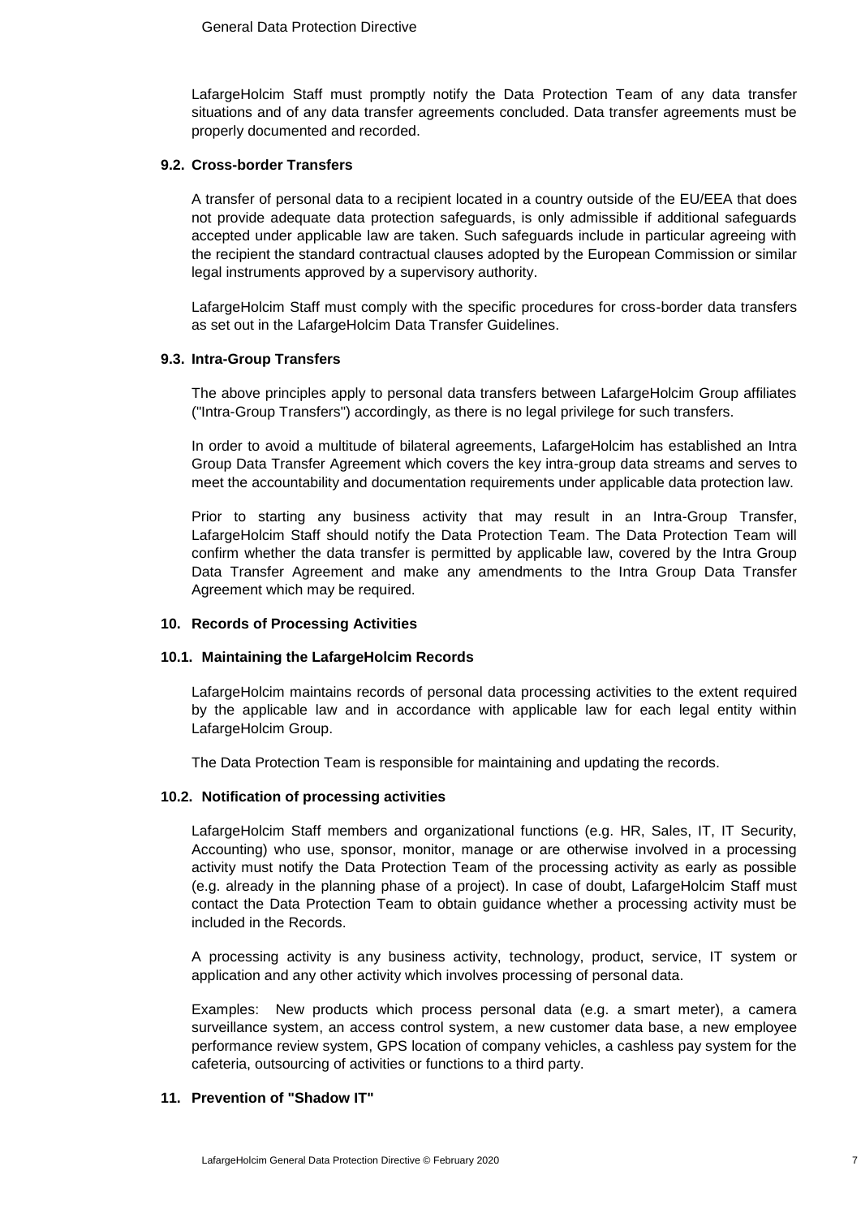LafargeHolcim Staff must promptly notify the Data Protection Team of any data transfer situations and of any data transfer agreements concluded. Data transfer agreements must be properly documented and recorded.

### 9.2. Cross-border Transfers

A transfer of personal data to a recipient located in a country outside of the EU/EEA that does not provide adequate data protection safeguards, is only admissible if additional safeguards accepted under applicable law are taken. Such safeguards include in particular agreeing with the recipient the standard contractual clauses adopted by the European Commission or similar legal instruments approved by a supervisory authority.

LafargeHolcim Staff must comply with the specific procedures for cross-border data transfers as set out in the LafargeHolcim Data Transfer Guidelines.

### 9.3. Intra-Group Transfers

The above principles apply to personal data transfers between LafargeHolcim Group affiliates ("Intra-Group Transfers") accordingly, as there is no legal privilege for such transfers.

In order to avoid a multitude of bilateral agreements, LafargeHolcim has established an Intra Group Data Transfer Agreement which covers the key intra-group data streams and serves to meet the accountability and documentation requirements under applicable data protection law.

Prior to starting any business activity that may result in an Intra-Group Transfer, LafargeHolcim Staff should notify the Data Protection Team. The Data Protection Team will confirm whether the data transfer is permitted by applicable law, covered by the Intra Group Data Transfer Agreement and make any amendments to the Intra Group Data Transfer Agreement which may be required.

## 10. Records of Processing Activities

### 10.1. Maintaining the LafargeHolcim Records

LafargeHolcim maintains records of personal data processing activities to the extent required by the applicable law and in accordance with applicable law for each legal entity within LafargeHolcim Group.

The Data Protection Team is responsible for maintaining and updating the records.

### 10.2. Notification of processing activities

LafargeHolcim Staff members and organizational functions (e.g. HR, Sales, IT, IT Security, Accounting) who use, sponsor, monitor, manage or are otherwise involved in a processing activity must notify the Data Protection Team of the processing activity as early as possible (e.g. already in the planning phase of a project). In case of doubt, LafargeHolcim Staff must contact the Data Protection Team to obtain guidance whether a processing activity must be included in the Records.

A processing activity is any business activity, technology, product, service, IT system or application and any other activity which involves processing of personal data.

Examples: New products which process personal data (e.g. a smart meter), a camera surveillance system, an access control system, a new customer data base, a new employee performance review system, GPS location of company vehicles, a cashless pay system for the cafeteria, outsourcing of activities or functions to a third party.

## 11. Prevention of "Shadow IT"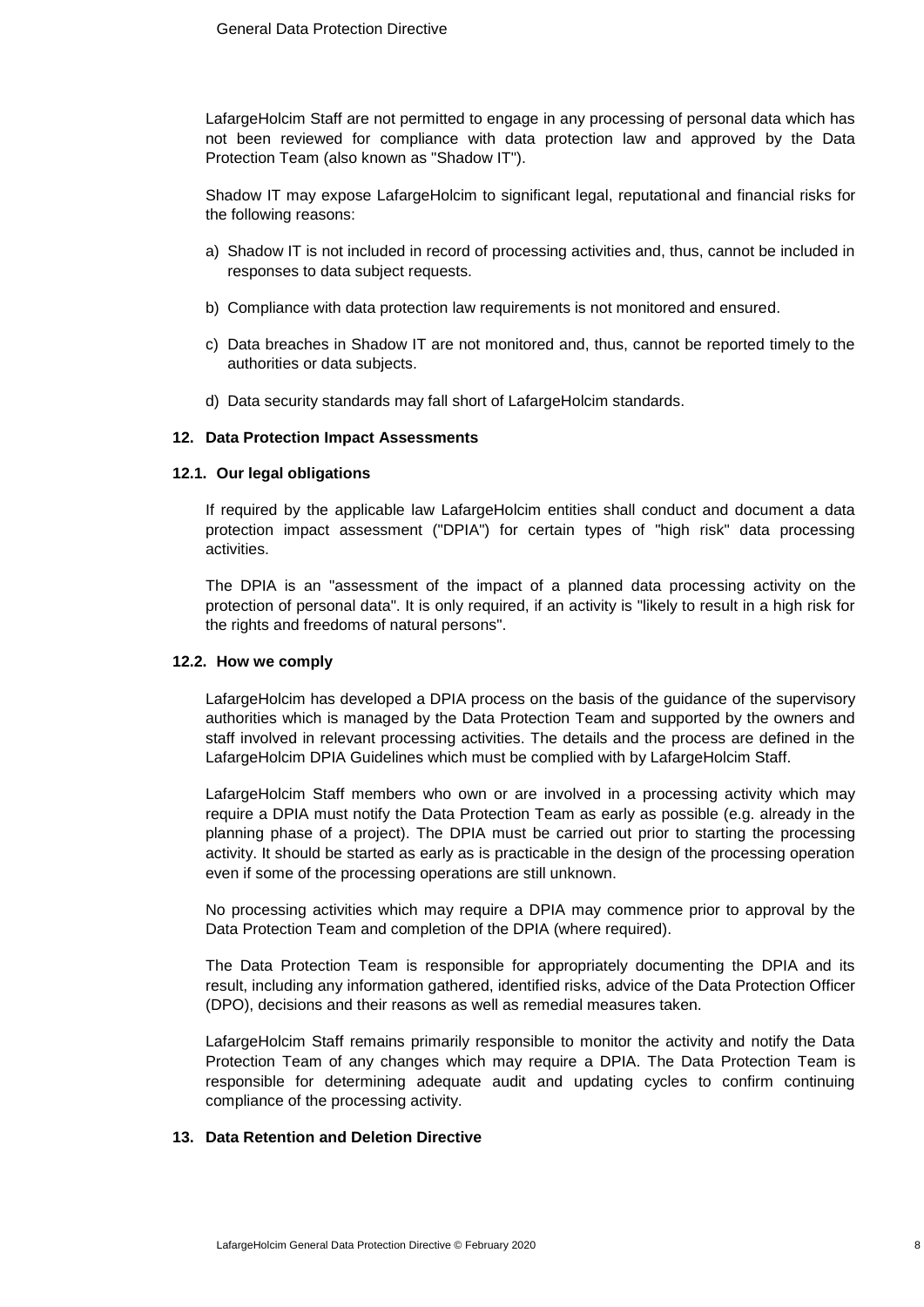LafargeHolcim Staff are not permitted to engage in any processing of personal data which has not been reviewed for compliance with data protection law and approved by the Data Protection Team (also known as "Shadow IT").

Shadow IT may expose LafargeHolcim to significant legal, reputational and financial risks for the following reasons:

a) Shadow IT is not included in record of processing activities and, thus, cannot be included in responses to data subject requests.

b) Compliance with data protection law requirements is not monitored and ensured.

c) Data breaches in Shadow IT are not monitored and, thus, cannot be reported timely to the authorities or data subjects.

d) Data security standards may fall short of LafargeHolcim standards.

## 12. Data Protection Impact Assessments

### 12.1. Our legal obligations

If required by the applicable law LafargeHolcim entities shall conduct and document a data protection impact assessment ("DPIA") for certain types of "high risk" data processing activities.

The DPIA is an "assessment of the impact of a planned data processing activity on the protection of personal data". It is only required, if an activity is "likely to result in a high risk for the rights and freedoms of natural persons".

### 12.2. How we comply

LafargeHolcim has developed a DPIA process on the basis of the guidance of the supervisory authorities which is managed by the Data Protection Team and supported by the owners and staff involved in relevant processing activities. The details and the process are defined in the LafargeHolcim DPIA Guidelines which must be complied with by LafargeHolcim Staff.

LafargeHolcim Staff members who own or are involved in a processing activity which may require a DPIA must notify the Data Protection Team as early as possible (e.g. already in the planning phase of a project). The DPIA must be carried out prior to starting the processing activity. It should be started as early as is practicable in the design of the processing operation even if some of the processing operations are still unknown.

No processing activities which may require a DPIA may commence prior to approval by the Data Protection Team and completion of the DPIA (where required).

The Data Protection Team is responsible for appropriately documenting the DPIA and its result, including any information gathered, identified risks, advice of the Data Protection Officer (DPO), decisions and their reasons as well as remedial measures taken.

LafargeHolcim Staff remains primarily responsible to monitor the activity and notify the Data Protection Team of any changes which may require a DPIA. The Data Protection Team is responsible for determining adequate audit and updating cycles to confirm continuing compliance of the processing activity.

## 13. Data Retention and Deletion Directive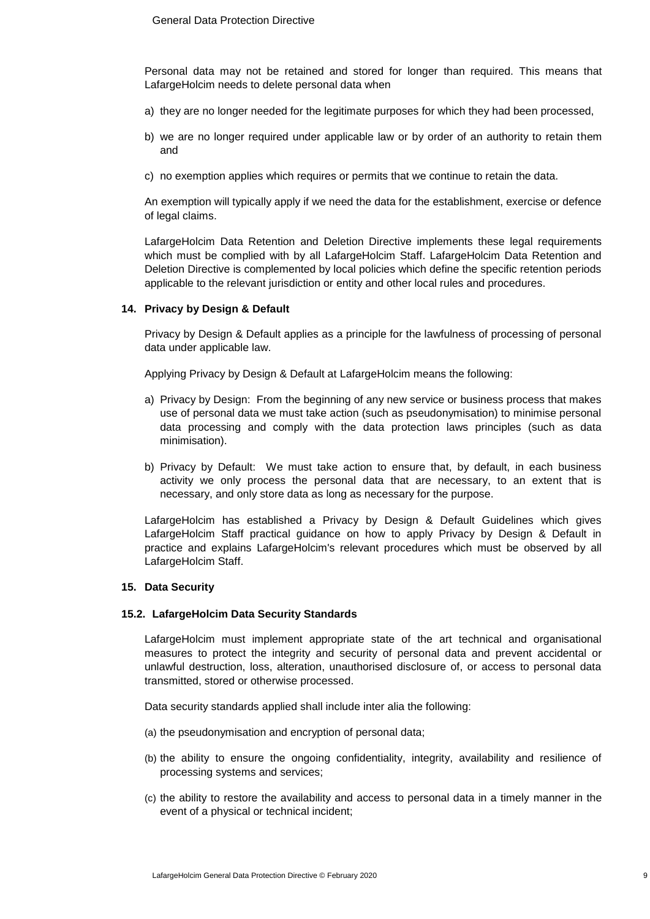Personal data may not be retained and stored for longer than required. This means that LafargeHolcim needs to delete personal data when

a) they are no longer needed for the legitimate purposes for which they had been processed,

b) we are no longer required under applicable law or by order of an authority to retain them and

c) no exemption applies which requires or permits that we continue to retain the data.

An exemption will typically apply if we need the data for the establishment, exercise or defence of legal claims.

LafargeHolcim Data Retention and Deletion Directive implements these legal requirements which must be complied with by all LafargeHolcim Staff. LafargeHolcim Data Retention and Deletion Directive is complemented by local policies which define the specific retention periods applicable to the relevant jurisdiction or entity and other local rules and procedures.

## 14. Privacy by Design & Default

Privacy by Design & Default applies as a principle for the lawfulness of processing of personal data under applicable law.

Applying Privacy by Design & Default at LafargeHolcim means the following:

a) Privacy by Design: From the beginning of any new service or business process that makes use of personal data we must take action (such as pseudonymisation) to minimise personal data processing and comply with the data protection laws principles (such as data minimisation).

b) Privacy by Default: We must take action to ensure that, by default, in each business activity we only process the personal data that are necessary, to an extent that is necessary, and only store data as long as necessary for the purpose.

LafargeHolcim has established a Privacy by Design & Default Guidelines which gives LafargeHolcim Staff practical guidance on how to apply Privacy by Design & Default in practice and explains LafargeHolcim's relevant procedures which must be observed by all LafargeHolcim Staff.

## 15. Data Security

### 15.2. LafargeHolcim Data Security Standards

LafargeHolcim must implement appropriate state of the art technical and organisational measures to protect the integrity and security of personal data and prevent accidental or unlawful destruction, loss, alteration, unauthorised disclosure of, or access to personal data transmitted, stored or otherwise processed.

Data security standards applied shall include inter alia the following:

(a) the pseudonymisation and encryption of personal data;

(b) the ability to ensure the ongoing confidentiality, integrity, availability and resilience of processing systems and services;

(c) the ability to restore the availability and access to personal data in a timely manner in the event of a physical or technical incident;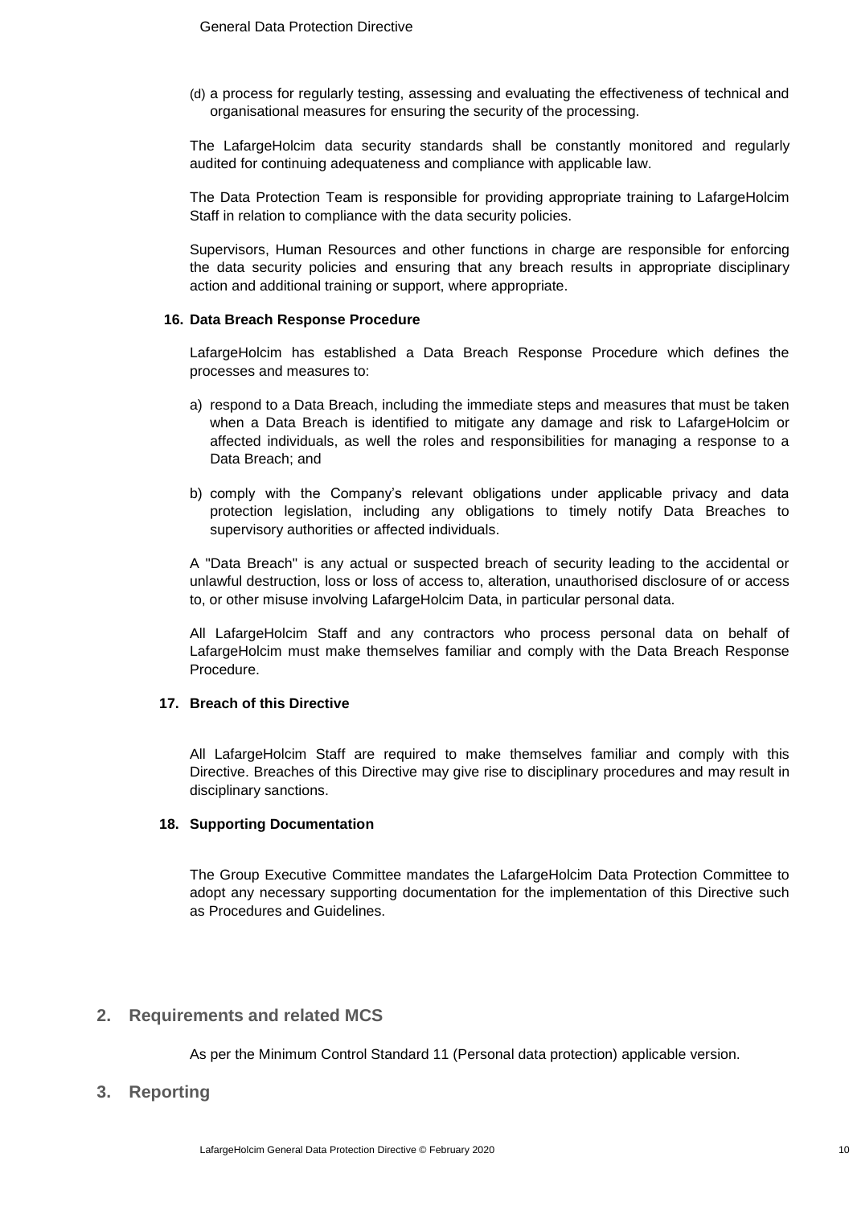(d) a process for regularly testing, assessing and evaluating the effectiveness of technical and organisational measures for ensuring the security of the processing.

The LafargeHolcim data security standards shall be constantly monitored and regularly audited for continuing adequateness and compliance with applicable law.

The Data Protection Team is responsible for providing appropriate training to LafargeHolcim Staff in relation to compliance with the data security policies.

Supervisors, Human Resources and other functions in charge are responsible for enforcing the data security policies and ensuring that any breach results in appropriate disciplinary action and additional training or support, where appropriate.

### 16. Data Breach Response Procedure

LafargeHolcim has established a Data Breach Response Procedure which defines the processes and measures to:

a) respond to a Data Breach, including the immediate steps and measures that must be taken when a Data Breach is identified to mitigate any damage and risk to LafargeHolcim or affected individuals, as well the roles and responsibilities for managing a response to a Data Breach; and

b) comply with the Company's relevant obligations under applicable privacy and data protection legislation, including any obligations to timely notify Data Breaches to supervisory authorities or affected individuals.

A "Data Breach" is any actual or suspected breach of security leading to the accidental or unlawful destruction, loss or loss of access to, alteration, unauthorised disclosure of or access to, or other misuse involving LafargeHolcim Data, in particular personal data.

All LafargeHolcim Staff and any contractors who process personal data on behalf of LafargeHolcim must make themselves familiar and comply with the Data Breach Response Procedure.

### 17. Breach of this Directive

All LafargeHolcim Staff are required to make themselves familiar and comply with this Directive. Breaches of this Directive may give rise to disciplinary procedures and may result in disciplinary sanctions.

### 18. Supporting Documentation

The Group Executive Committee mandates the LafargeHolcim Data Protection Committee to adopt any necessary supporting documentation for the implementation of this Directive such as Procedures and Guidelines.

## 2. Requirements and related MCS

As per the Minimum Control Standard 11 (Personal data protection) applicable version.

## 3. Reporting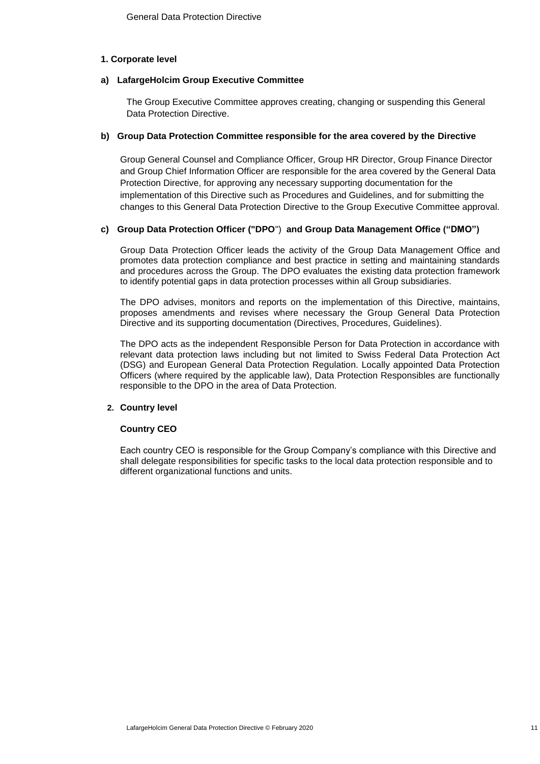### 1. Corporate level

#### a) LafargeHolcim Group Executive Committee

The Group Executive Committee approves creating, changing or suspending this General Data Protection Directive.

#### b) Group Data Protection Committee responsible for the area covered by the Directive

Group General Counsel and Compliance Officer, Group HR Director, Group Finance Director and Group Chief Information Officer are responsible for the area covered by the General Data Protection Directive, for approving any necessary supporting documentation for the implementation of this Directive such as Procedures and Guidelines, and for submitting the changes to this General Data Protection Directive to the Group Executive Committee approval.

#### c) Group Data Protection Officer ("DPO") and Group Data Management Office ("DMO")

Group Data Protection Officer leads the activity of the Group Data Management Office and promotes data protection compliance and best practice in setting and maintaining standards and procedures across the Group. The DPO evaluates the existing data protection framework to identify potential gaps in data protection processes within all Group subsidiaries.

The DPO advises, monitors and reports on the implementation of this Directive, maintains, proposes amendments and revises where necessary the Group General Data Protection Directive and its supporting documentation (Directives, Procedures, Guidelines).

The DPO acts as the independent Responsible Person for Data Protection in accordance with relevant data protection laws including but not limited to Swiss Federal Data Protection Act (DSG) and European General Data Protection Regulation. Locally appointed Data Protection Officers (where required by the applicable law), Data Protection Responsibles are functionally responsible to the DPO in the area of Data Protection.

### 2. Country level

#### Country CEO

Each country CEO is responsible for the Group Company's compliance with this Directive and shall delegate responsibilities for specific tasks to the local data protection responsible and to different organizational functions and units.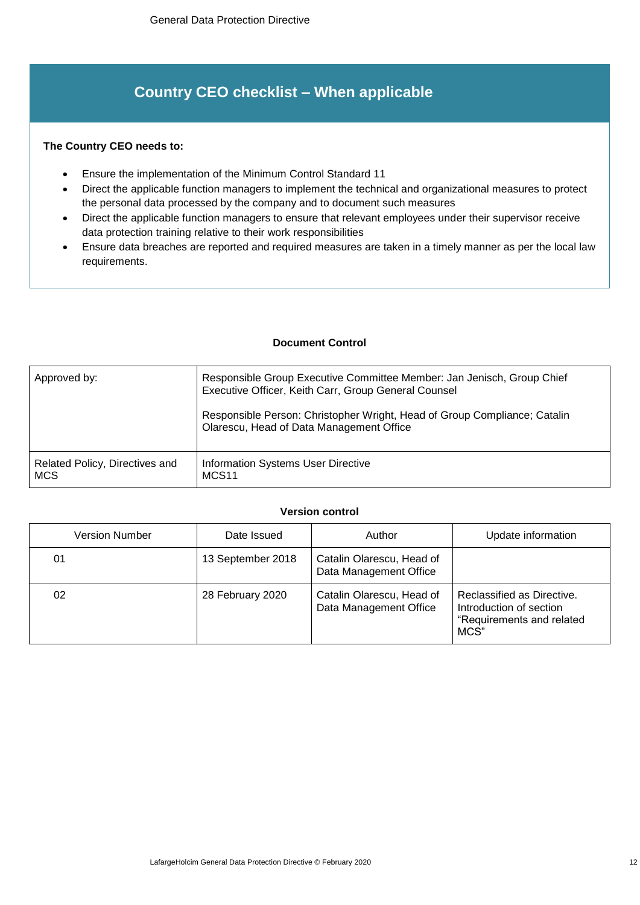## Country CEO checklist – When applicable

**The Country CEO needs to:**

- Ensure the implementation of the Minimum Control Standard 11
- Direct the applicable function managers to implement the technical and organizational measures to protect the personal data processed by the company and to document such measures
- Direct the applicable function managers to ensure that relevant employees under their supervisor receive data protection training relative to their work responsibilities
- Ensure data breaches are reported and required measures are taken in a timely manner as per the local law requirements.

**Document Control**

| | |
|---|---|
| Approved by: | Responsible Group Executive Committee Member: Jan Jenisch, Group Chief Executive Officer, Keith Carr, Group General Counsel<br><br>Responsible Person: Christopher Wright, Head of Group Compliance; Catalin Olarescu, Head of Data Management Office |
| Related Policy, Directives and MCS | Information Systems User Directive<br>MCS11 |

**Version control**

| Version Number | Date Issued | Author | Update information |
|---|---|---|---|
| 01 | 13 September 2018 | Catalin Olarescu, Head of Data Management Office | |
| 02 | 28 February 2020 | Catalin Olarescu, Head of Data Management Office | Reclassified as Directive. Introduction of section "Requirements and related MCS" |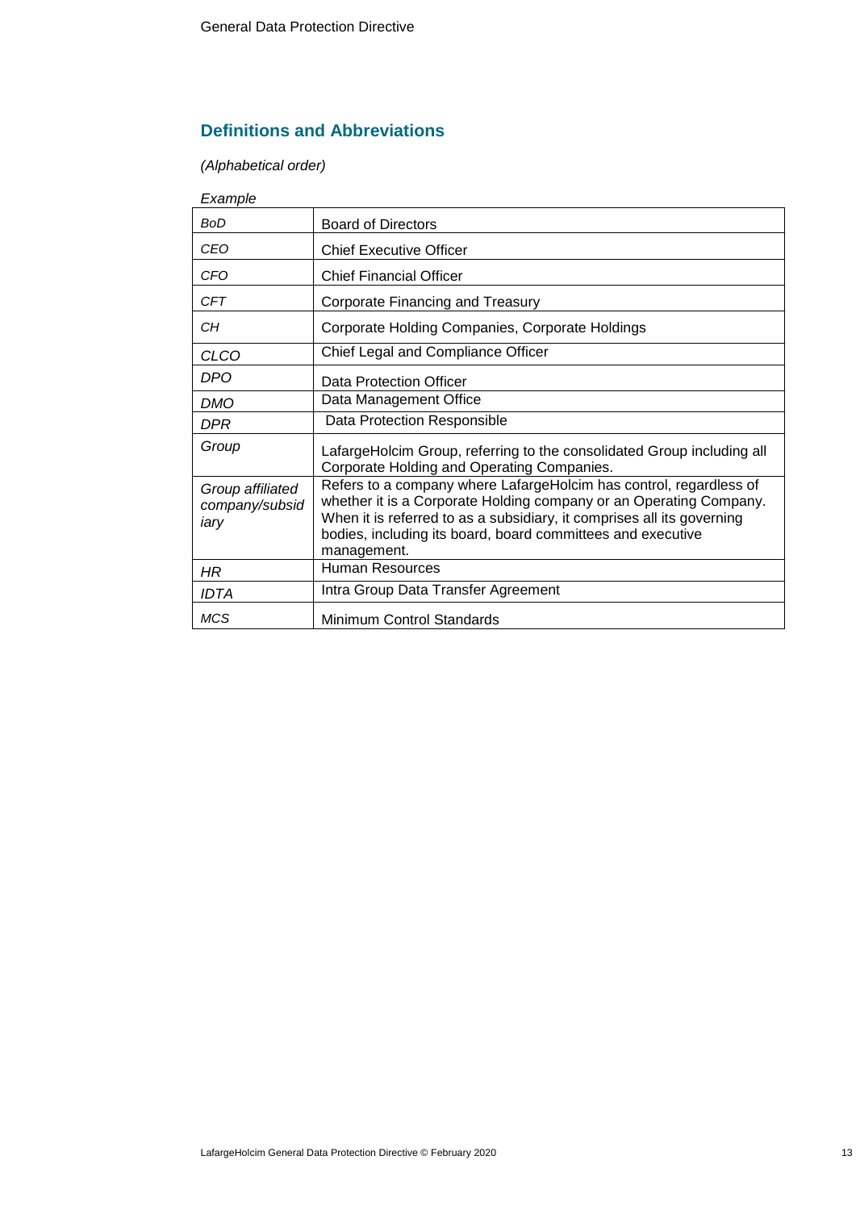## Definitions and Abbreviations

*(Alphabetical order)*

*Example*

| | |
|---|---|
| *BoD* | Board of Directors |
| *CEO* | Chief Executive Officer |
| *CFO* | Chief Financial Officer |
| *CFT* | Corporate Financing and Treasury |
| *CH* | Corporate Holding Companies, Corporate Holdings |
| *CLCO* | Chief Legal and Compliance Officer |
| *DPO* | Data Protection Officer |
| *DMO* | Data Management Office |
| *DPR* | Data Protection Responsible |
| *Group* | LafargeHolcim Group, referring to the consolidated Group including all Corporate Holding and Operating Companies. |
| *Group affiliated company/subsidiary* | Refers to a company where LafargeHolcim has control, regardless of whether it is a Corporate Holding company or an Operating Company. When it is referred to as a subsidiary, it comprises all its governing bodies, including its board, board committees and executive management. |
| *HR* | Human Resources |
| *IDTA* | Intra Group Data Transfer Agreement |
| *MCS* | Minimum Control Standards |